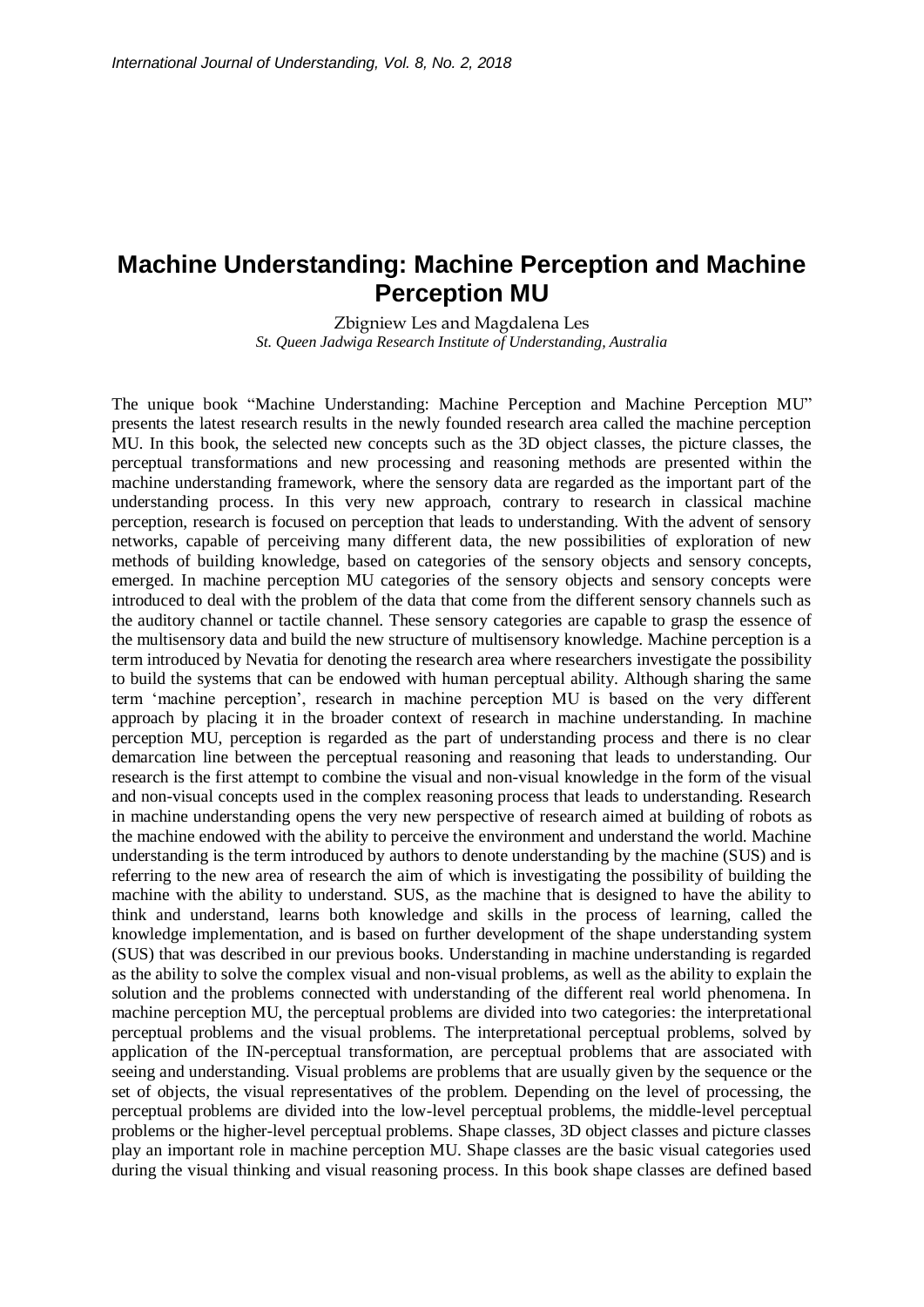# Machine Understanding: Machine Perception and Machine Perception MU

Zbigniew Les and Magdalena Les

*St. Queen Jadwiga Research Institute of Understanding, Australia*

The unique book "Machine Understanding: Machine Perception and Machine Perception MU" presents the latest research results in the newly founded research area called the machine perception MU. In this book, the selected new concepts such as the 3D object classes, the picture classes, the perceptual transformations and new processing and reasoning methods are presented within the machine understanding framework, where the sensory data are regarded as the important part of the understanding process. In this very new approach, contrary to research in classical machine perception, research is focused on perception that leads to understanding. With the advent of sensory networks, capable of perceiving many different data, the new possibilities of exploration of new methods of building knowledge, based on categories of the sensory objects and sensory concepts, emerged. In machine perception MU categories of the sensory objects and sensory concepts were introduced to deal with the problem of the data that come from the different sensory channels such as the auditory channel or tactile channel. These sensory categories are capable to grasp the essence of the multisensory data and build the new structure of multisensory knowledge. Machine perception is a term introduced by Nevatia for denoting the research area where researchers investigate the possibility to build the systems that can be endowed with human perceptual ability. Although sharing the same term 'machine perception', research in machine perception MU is based on the very different approach by placing it in the broader context of research in machine understanding. In machine perception MU, perception is regarded as the part of understanding process and there is no clear demarcation line between the perceptual reasoning and reasoning that leads to understanding. Our research is the first attempt to combine the visual and non-visual knowledge in the form of the visual and non-visual concepts used in the complex reasoning process that leads to understanding. Research in machine understanding opens the very new perspective of research aimed at building of robots as the machine endowed with the ability to perceive the environment and understand the world. Machine understanding is the term introduced by authors to denote understanding by the machine (SUS) and is referring to the new area of research the aim of which is investigating the possibility of building the machine with the ability to understand. SUS, as the machine that is designed to have the ability to think and understand, learns both knowledge and skills in the process of learning, called the knowledge implementation, and is based on further development of the shape understanding system (SUS) that was described in our previous books. Understanding in machine understanding is regarded as the ability to solve the complex visual and non-visual problems, as well as the ability to explain the solution and the problems connected with understanding of the different real world phenomena. In machine perception MU, the perceptual problems are divided into two categories: the interpretational perceptual problems and the visual problems. The interpretational perceptual problems, solved by application of the IN-perceptual transformation, are perceptual problems that are associated with seeing and understanding. Visual problems are problems that are usually given by the sequence or the set of objects, the visual representatives of the problem. Depending on the level of processing, the perceptual problems are divided into the low-level perceptual problems, the middle-level perceptual problems or the higher-level perceptual problems. Shape classes, 3D object classes and picture classes play an important role in machine perception MU. Shape classes are the basic visual categories used during the visual thinking and visual reasoning process. In this book shape classes are defined based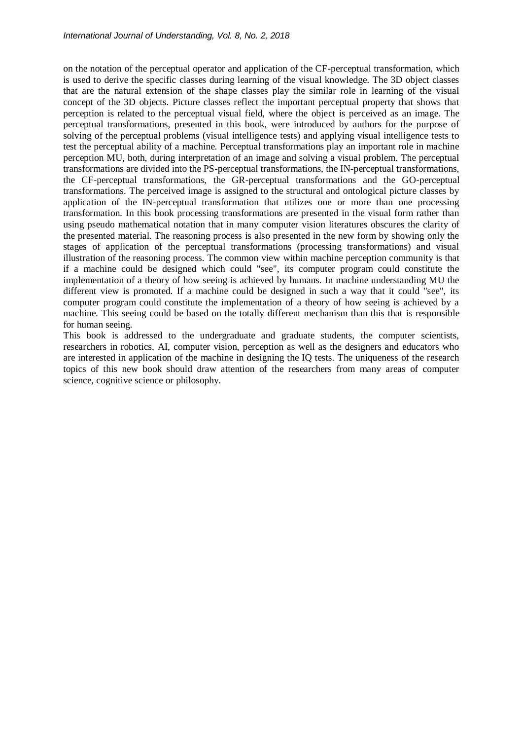on the notation of the perceptual operator and application of the CF-perceptual transformation, which is used to derive the specific classes during learning of the visual knowledge. The 3D object classes that are the natural extension of the shape classes play the similar role in learning of the visual concept of the 3D objects. Picture classes reflect the important perceptual property that shows that perception is related to the perceptual visual field, where the object is perceived as an image. The perceptual transformations, presented in this book, were introduced by authors for the purpose of solving of the perceptual problems (visual intelligence tests) and applying visual intelligence tests to test the perceptual ability of a machine. Perceptual transformations play an important role in machine perception MU, both, during interpretation of an image and solving a visual problem. The perceptual transformations are divided into the PS-perceptual transformations, the IN-perceptual transformations, the CF-perceptual transformations, the GR-perceptual transformations and the GO-perceptual transformations. The perceived image is assigned to the structural and ontological picture classes by application of the IN-perceptual transformation that utilizes one or more than one processing transformation. In this book processing transformations are presented in the visual form rather than using pseudo mathematical notation that in many computer vision literatures obscures the clarity of the presented material. The reasoning process is also presented in the new form by showing only the stages of application of the perceptual transformations (processing transformations) and visual illustration of the reasoning process. The common view within machine perception community is that if a machine could be designed which could "see", its computer program could constitute the implementation of a theory of how seeing is achieved by humans. In machine understanding MU the different view is promoted. If a machine could be designed in such a way that it could "see", its computer program could constitute the implementation of a theory of how seeing is achieved by a machine. This seeing could be based on the totally different mechanism than this that is responsible for human seeing.

This book is addressed to the undergraduate and graduate students, the computer scientists, researchers in robotics, AI, computer vision, perception as well as the designers and educators who are interested in application of the machine in designing the IQ tests. The uniqueness of the research topics of this new book should draw attention of the researchers from many areas of computer science, cognitive science or philosophy.